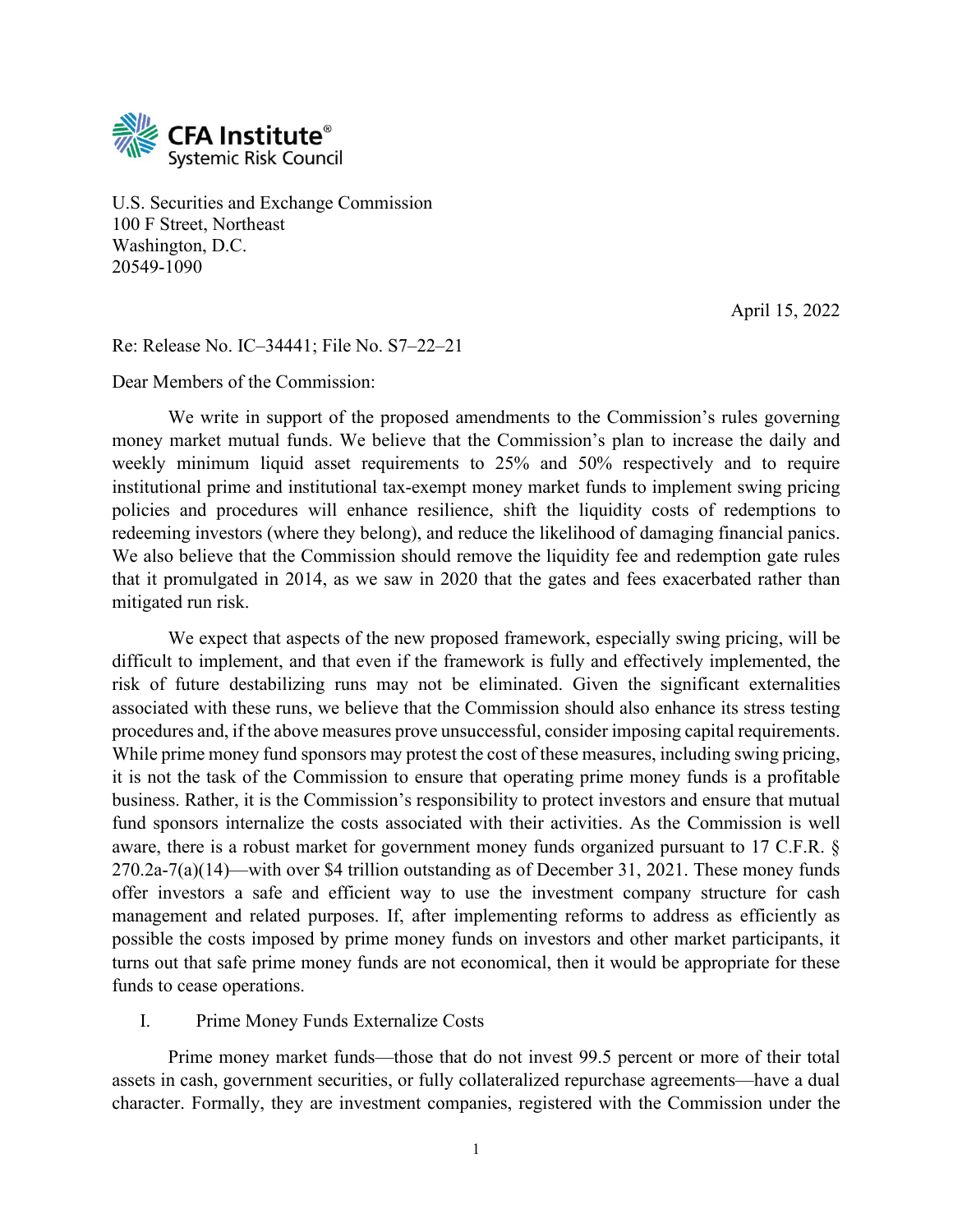CFA Institute®
Systemic Risk Council

U.S. Securities and Exchange Commission
100 F Street, Northeast
Washington, D.C.
20549-1090

April 15, 2022

Re: Release No. IC–34441; File No. S7–22–21

Dear Members of the Commission:

We write in support of the proposed amendments to the Commission's rules governing money market mutual funds. We believe that the Commission's plan to increase the daily and weekly minimum liquid asset requirements to 25% and 50% respectively and to require institutional prime and institutional tax-exempt money market funds to implement swing pricing policies and procedures will enhance resilience, shift the liquidity costs of redemptions to redeeming investors (where they belong), and reduce the likelihood of damaging financial panics. We also believe that the Commission should remove the liquidity fee and redemption gate rules that it promulgated in 2014, as we saw in 2020 that the gates and fees exacerbated rather than mitigated run risk.

We expect that aspects of the new proposed framework, especially swing pricing, will be difficult to implement, and that even if the framework is fully and effectively implemented, the risk of future destabilizing runs may not be eliminated. Given the significant externalities associated with these runs, we believe that the Commission should also enhance its stress testing procedures and, if the above measures prove unsuccessful, consider imposing capital requirements. While prime money fund sponsors may protest the cost of these measures, including swing pricing, it is not the task of the Commission to ensure that operating prime money funds is a profitable business. Rather, it is the Commission's responsibility to protect investors and ensure that mutual fund sponsors internalize the costs associated with their activities. As the Commission is well aware, there is a robust market for government money funds organized pursuant to 17 C.F.R. § 270.2a-7(a)(14)—with over $4 trillion outstanding as of December 31, 2021. These money funds offer investors a safe and efficient way to use the investment company structure for cash management and related purposes. If, after implementing reforms to address as efficiently as possible the costs imposed by prime money funds on investors and other market participants, it turns out that safe prime money funds are not economical, then it would be appropriate for these funds to cease operations.

## I. Prime Money Funds Externalize Costs

Prime money market funds—those that do not invest 99.5 percent or more of their total assets in cash, government securities, or fully collateralized repurchase agreements—have a dual character. Formally, they are investment companies, registered with the Commission under the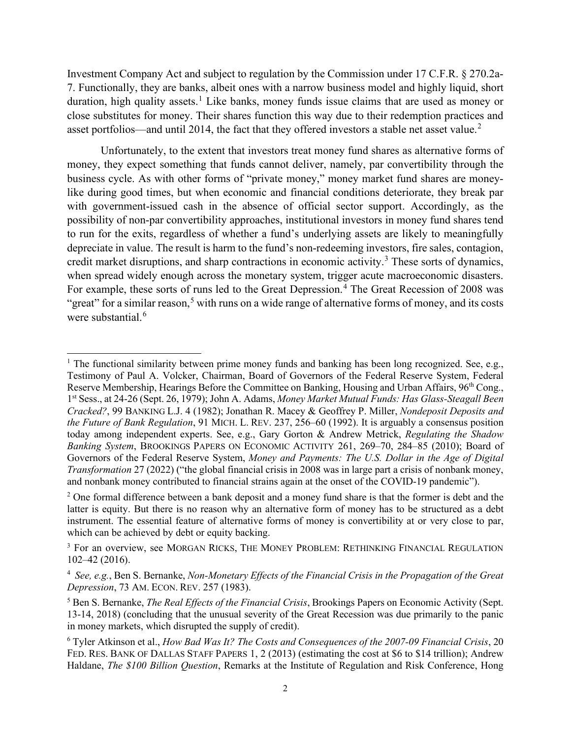Investment Company Act and subject to regulation by the Commission under 17 C.F.R. § 270.2a-7. Functionally, they are banks, albeit ones with a narrow business model and highly liquid, short duration, high quality assets.[1] Like banks, money funds issue claims that are used as money or close substitutes for money. Their shares function this way due to their redemption practices and asset portfolios—and until 2014, the fact that they offered investors a stable net asset value.[2]

Unfortunately, to the extent that investors treat money fund shares as alternative forms of money, they expect something that funds cannot deliver, namely, par convertibility through the business cycle. As with other forms of "private money," money market fund shares are money-like during good times, but when economic and financial conditions deteriorate, they break par with government-issued cash in the absence of official sector support. Accordingly, as the possibility of non-par convertibility approaches, institutional investors in money fund shares tend to run for the exits, regardless of whether a fund's underlying assets are likely to meaningfully depreciate in value. The result is harm to the fund's non-redeeming investors, fire sales, contagion, credit market disruptions, and sharp contractions in economic activity.[3] These sorts of dynamics, when spread widely enough across the monetary system, trigger acute macroeconomic disasters. For example, these sorts of runs led to the Great Depression.[4] The Great Recession of 2008 was "great" for a similar reason,[5] with runs on a wide range of alternative forms of money, and its costs were substantial.[6]

---

[1] The functional similarity between prime money funds and banking has been long recognized. See, e.g., Testimony of Paul A. Volcker, Chairman, Board of Governors of the Federal Reserve System, Federal Reserve Membership, Hearings Before the Committee on Banking, Housing and Urban Affairs, 96th Cong., 1st Sess., at 24-26 (Sept. 26, 1979); John A. Adams, *Money Market Mutual Funds: Has Glass-Steagall Been Cracked?*, 99 BANKING L.J. 4 (1982); Jonathan R. Macey & Geoffrey P. Miller, *Nondeposit Deposits and the Future of Bank Regulation*, 91 MICH. L. REV. 237, 256–60 (1992). It is arguably a consensus position today among independent experts. See, e.g., Gary Gorton & Andrew Metrick, *Regulating the Shadow Banking System*, BROOKINGS PAPERS ON ECONOMIC ACTIVITY 261, 269–70, 284–85 (2010); Board of Governors of the Federal Reserve System, *Money and Payments: The U.S. Dollar in the Age of Digital Transformation* 27 (2022) ("the global financial crisis in 2008 was in large part a crisis of nonbank money, and nonbank money contributed to financial strains again at the onset of the COVID-19 pandemic").

[2] One formal difference between a bank deposit and a money fund share is that the former is debt and the latter is equity. But there is no reason why an alternative form of money has to be structured as a debt instrument. The essential feature of alternative forms of money is convertibility at or very close to par, which can be achieved by debt or equity backing.

[3] For an overview, see MORGAN RICKS, THE MONEY PROBLEM: RETHINKING FINANCIAL REGULATION 102–42 (2016).

[4] *See, e.g.*, Ben S. Bernanke, *Non-Monetary Effects of the Financial Crisis in the Propagation of the Great Depression*, 73 AM. ECON. REV. 257 (1983).

[5] Ben S. Bernanke, *The Real Effects of the Financial Crisis*, Brookings Papers on Economic Activity (Sept. 13-14, 2018) (concluding that the unusual severity of the Great Recession was due primarily to the panic in money markets, which disrupted the supply of credit).

[6] Tyler Atkinson et al., *How Bad Was It? The Costs and Consequences of the 2007-09 Financial Crisis*, 20 FED. RES. BANK OF DALLAS STAFF PAPERS 1, 2 (2013) (estimating the cost at $6 to $14 trillion); Andrew Haldane, *The $100 Billion Question*, Remarks at the Institute of Regulation and Risk Conference, Hong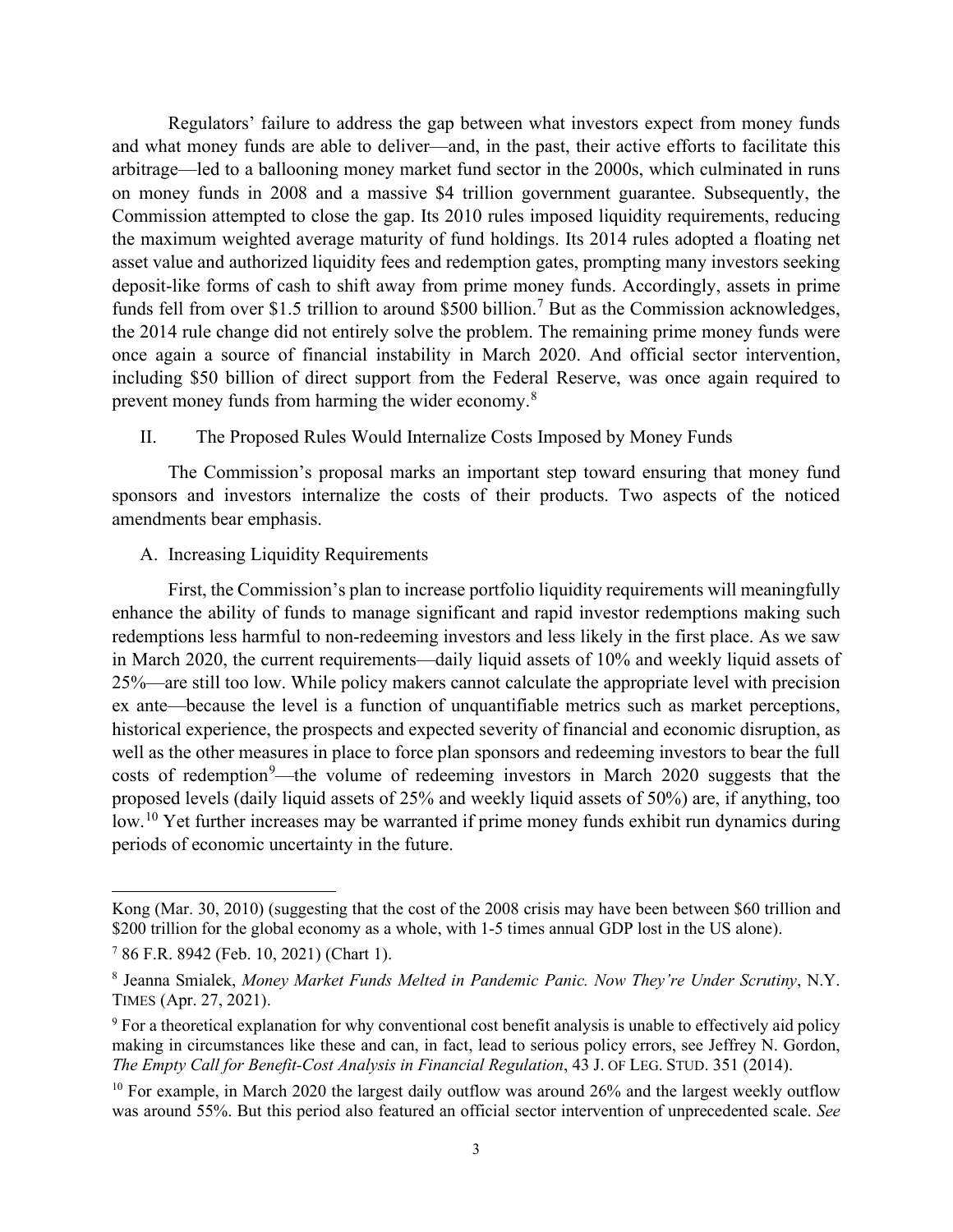Regulators' failure to address the gap between what investors expect from money funds and what money funds are able to deliver—and, in the past, their active efforts to facilitate this arbitrage—led to a ballooning money market fund sector in the 2000s, which culminated in runs on money funds in 2008 and a massive $4 trillion government guarantee. Subsequently, the Commission attempted to close the gap. Its 2010 rules imposed liquidity requirements, reducing the maximum weighted average maturity of fund holdings. Its 2014 rules adopted a floating net asset value and authorized liquidity fees and redemption gates, prompting many investors seeking deposit-like forms of cash to shift away from prime money funds. Accordingly, assets in prime funds fell from over $1.5 trillion to around $500 billion.[7] But as the Commission acknowledges, the 2014 rule change did not entirely solve the problem. The remaining prime money funds were once again a source of financial instability in March 2020. And official sector intervention, including $50 billion of direct support from the Federal Reserve, was once again required to prevent money funds from harming the wider economy.[8]

II. The Proposed Rules Would Internalize Costs Imposed by Money Funds

The Commission's proposal marks an important step toward ensuring that money fund sponsors and investors internalize the costs of their products. Two aspects of the noticed amendments bear emphasis.

A. Increasing Liquidity Requirements

First, the Commission's plan to increase portfolio liquidity requirements will meaningfully enhance the ability of funds to manage significant and rapid investor redemptions making such redemptions less harmful to non-redeeming investors and less likely in the first place. As we saw in March 2020, the current requirements—daily liquid assets of 10% and weekly liquid assets of 25%—are still too low. While policy makers cannot calculate the appropriate level with precision ex ante—because the level is a function of unquantifiable metrics such as market perceptions, historical experience, the prospects and expected severity of financial and economic disruption, as well as the other measures in place to force plan sponsors and redeeming investors to bear the full costs of redemption[9]—the volume of redeeming investors in March 2020 suggests that the proposed levels (daily liquid assets of 25% and weekly liquid assets of 50%) are, if anything, too low.[10] Yet further increases may be warranted if prime money funds exhibit run dynamics during periods of economic uncertainty in the future.

---

Kong (Mar. 30, 2010) (suggesting that the cost of the 2008 crisis may have been between $60 trillion and $200 trillion for the global economy as a whole, with 1-5 times annual GDP lost in the US alone).

[7] 86 F.R. 8942 (Feb. 10, 2021) (Chart 1).

[8] Jeanna Smialek, *Money Market Funds Melted in Pandemic Panic. Now They're Under Scrutiny*, N.Y. TIMES (Apr. 27, 2021).

[9] For a theoretical explanation for why conventional cost benefit analysis is unable to effectively aid policy making in circumstances like these and can, in fact, lead to serious policy errors, see Jeffrey N. Gordon, *The Empty Call for Benefit-Cost Analysis in Financial Regulation*, 43 J. OF LEG. STUD. 351 (2014).

[10] For example, in March 2020 the largest daily outflow was around 26% and the largest weekly outflow was around 55%. But this period also featured an official sector intervention of unprecedented scale. *See*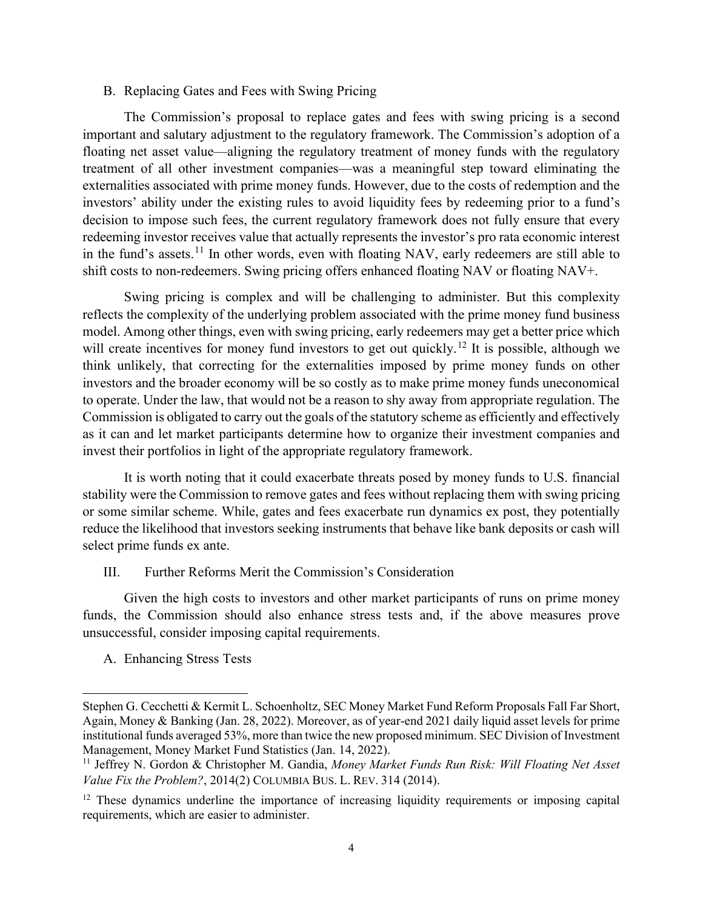## B. Replacing Gates and Fees with Swing Pricing

The Commission's proposal to replace gates and fees with swing pricing is a second important and salutary adjustment to the regulatory framework. The Commission's adoption of a floating net asset value—aligning the regulatory treatment of money funds with the regulatory treatment of all other investment companies—was a meaningful step toward eliminating the externalities associated with prime money funds. However, due to the costs of redemption and the investors' ability under the existing rules to avoid liquidity fees by redeeming prior to a fund's decision to impose such fees, the current regulatory framework does not fully ensure that every redeeming investor receives value that actually represents the investor's pro rata economic interest in the fund's assets.[11] In other words, even with floating NAV, early redeemers are still able to shift costs to non-redeemers. Swing pricing offers enhanced floating NAV or floating NAV+.

Swing pricing is complex and will be challenging to administer. But this complexity reflects the complexity of the underlying problem associated with the prime money fund business model. Among other things, even with swing pricing, early redeemers may get a better price which will create incentives for money fund investors to get out quickly.[12] It is possible, although we think unlikely, that correcting for the externalities imposed by prime money funds on other investors and the broader economy will be so costly as to make prime money funds uneconomical to operate. Under the law, that would not be a reason to shy away from appropriate regulation. The Commission is obligated to carry out the goals of the statutory scheme as efficiently and effectively as it can and let market participants determine how to organize their investment companies and invest their portfolios in light of the appropriate regulatory framework.

It is worth noting that it could exacerbate threats posed by money funds to U.S. financial stability were the Commission to remove gates and fees without replacing them with swing pricing or some similar scheme. While, gates and fees exacerbate run dynamics ex post, they potentially reduce the likelihood that investors seeking instruments that behave like bank deposits or cash will select prime funds ex ante.

# III. Further Reforms Merit the Commission's Consideration

Given the high costs to investors and other market participants of runs on prime money funds, the Commission should also enhance stress tests and, if the above measures prove unsuccessful, consider imposing capital requirements.

## A. Enhancing Stress Tests

---

Stephen G. Cecchetti & Kermit L. Schoenholtz, SEC Money Market Fund Reform Proposals Fall Far Short, Again, Money & Banking (Jan. 28, 2022). Moreover, as of year-end 2021 daily liquid asset levels for prime institutional funds averaged 53%, more than twice the new proposed minimum. SEC Division of Investment Management, Money Market Fund Statistics (Jan. 14, 2022).

[11] Jeffrey N. Gordon & Christopher M. Gandia, *Money Market Funds Run Risk: Will Floating Net Asset Value Fix the Problem?*, 2014(2) COLUMBIA BUS. L. REV. 314 (2014).

[12] These dynamics underline the importance of increasing liquidity requirements or imposing capital requirements, which are easier to administer.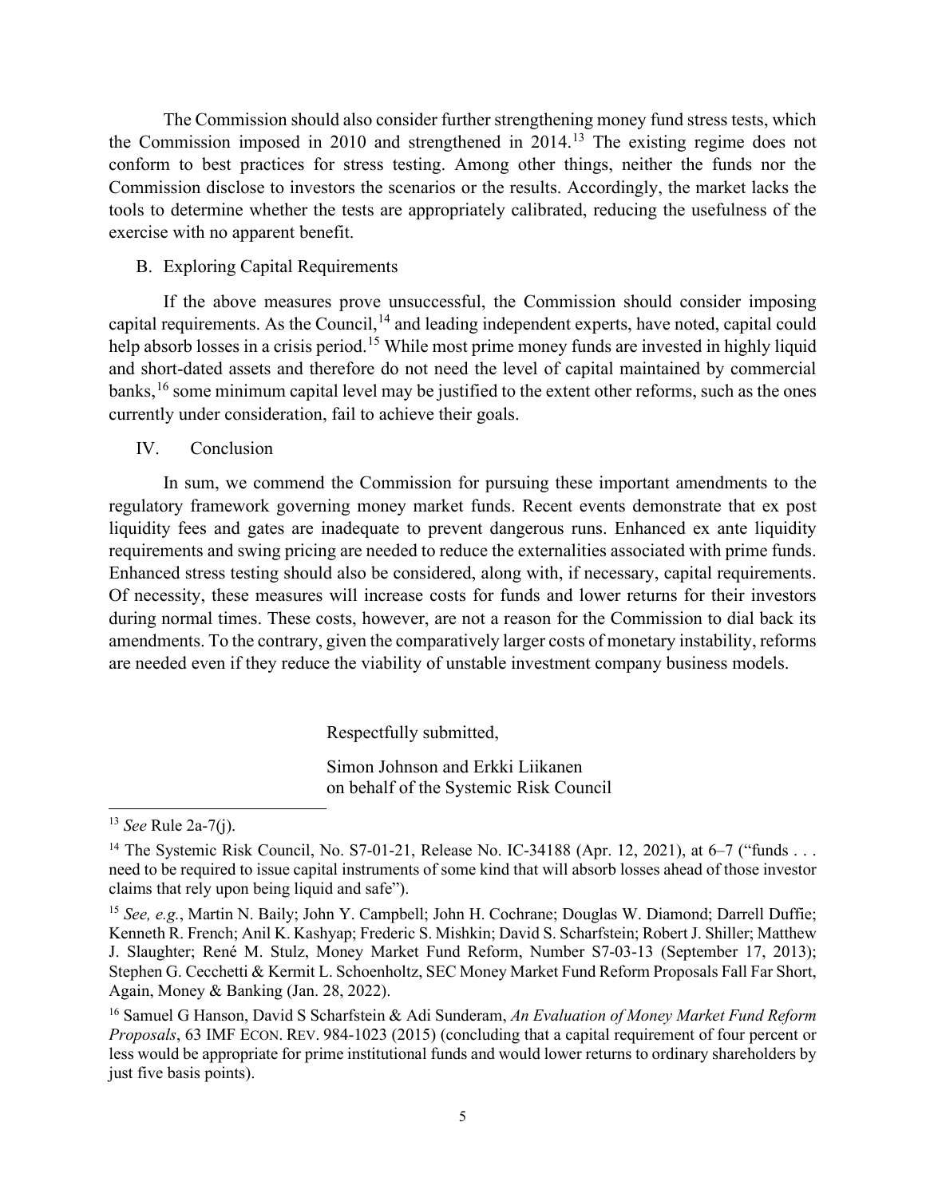The Commission should also consider further strengthening money fund stress tests, which the Commission imposed in 2010 and strengthened in 2014.[13] The existing regime does not conform to best practices for stress testing. Among other things, neither the funds nor the Commission disclose to investors the scenarios or the results. Accordingly, the market lacks the tools to determine whether the tests are appropriately calibrated, reducing the usefulness of the exercise with no apparent benefit.

### B. Exploring Capital Requirements

If the above measures prove unsuccessful, the Commission should consider imposing capital requirements. As the Council,[14] and leading independent experts, have noted, capital could help absorb losses in a crisis period.[15] While most prime money funds are invested in highly liquid and short-dated assets and therefore do not need the level of capital maintained by commercial banks,[16] some minimum capital level may be justified to the extent other reforms, such as the ones currently under consideration, fail to achieve their goals.

## IV. Conclusion

In sum, we commend the Commission for pursuing these important amendments to the regulatory framework governing money market funds. Recent events demonstrate that ex post liquidity fees and gates are inadequate to prevent dangerous runs. Enhanced ex ante liquidity requirements and swing pricing are needed to reduce the externalities associated with prime funds. Enhanced stress testing should also be considered, along with, if necessary, capital requirements. Of necessity, these measures will increase costs for funds and lower returns for their investors during normal times. These costs, however, are not a reason for the Commission to dial back its amendments. To the contrary, given the comparatively larger costs of monetary instability, reforms are needed even if they reduce the viability of unstable investment company business models.

Respectfully submitted,

Simon Johnson and Erkki Liikanen
on behalf of the Systemic Risk Council

---

[13] *See* Rule 2a-7(j).

[14] The Systemic Risk Council, No. S7-01-21, Release No. IC-34188 (Apr. 12, 2021), at 6–7 ("funds . . . need to be required to issue capital instruments of some kind that will absorb losses ahead of those investor claims that rely upon being liquid and safe").

[15] *See, e.g.*, Martin N. Baily; John Y. Campbell; John H. Cochrane; Douglas W. Diamond; Darrell Duffie; Kenneth R. French; Anil K. Kashyap; Frederic S. Mishkin; David S. Scharfstein; Robert J. Shiller; Matthew J. Slaughter; René M. Stulz, Money Market Fund Reform, Number S7-03-13 (September 17, 2013); Stephen G. Cecchetti & Kermit L. Schoenholtz, SEC Money Market Fund Reform Proposals Fall Far Short, Again, Money & Banking (Jan. 28, 2022).

[16] Samuel G Hanson, David S Scharfstein & Adi Sunderam, *An Evaluation of Money Market Fund Reform Proposals*, 63 IMF ECON. REV. 984-1023 (2015) (concluding that a capital requirement of four percent or less would be appropriate for prime institutional funds and would lower returns to ordinary shareholders by just five basis points).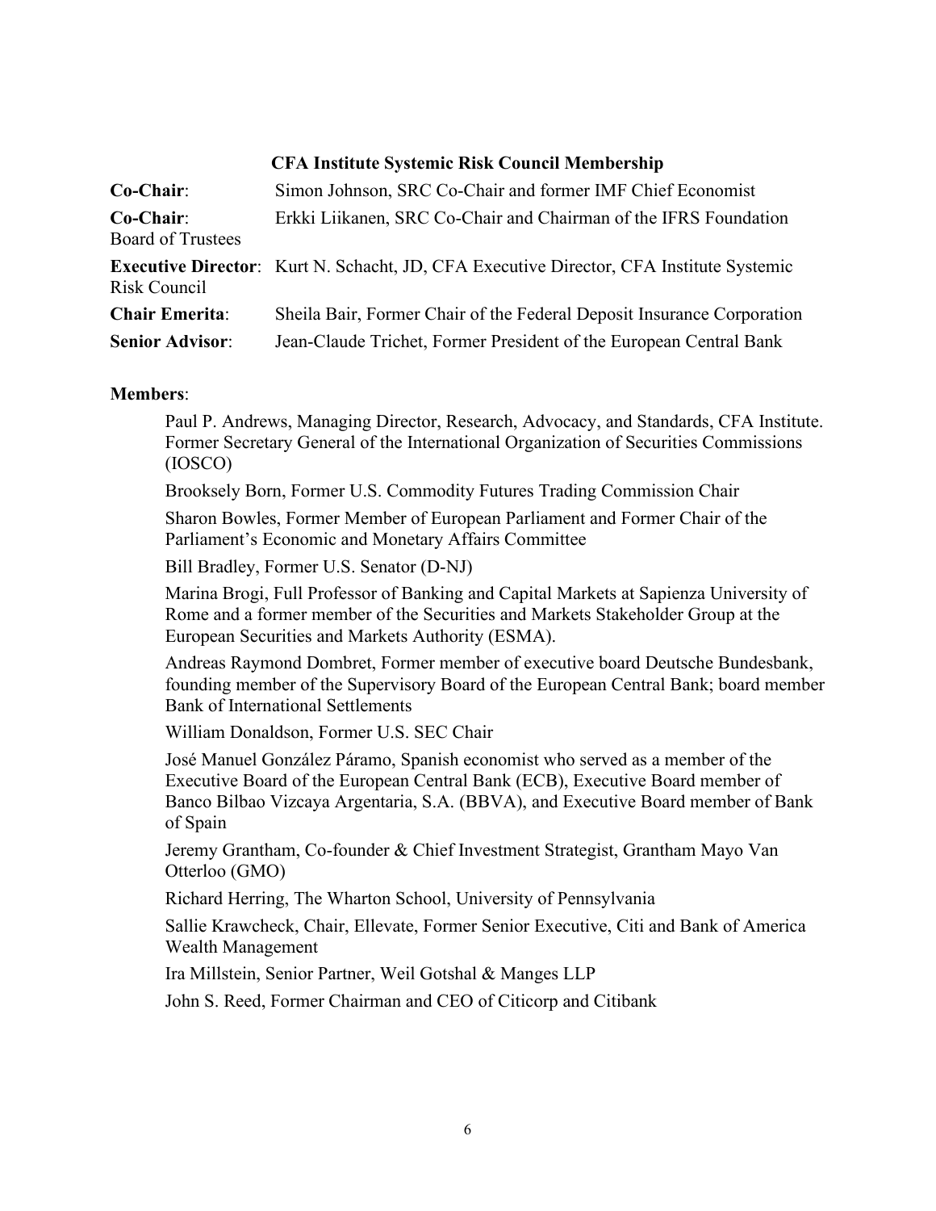## CFA Institute Systemic Risk Council Membership

| | |
|---|---|
| **Co-Chair**: | Simon Johnson, SRC Co-Chair and former IMF Chief Economist |
| **Co-Chair**: Board of Trustees | Erkki Liikanen, SRC Co-Chair and Chairman of the IFRS Foundation |
| **Executive Director**: Risk Council | Kurt N. Schacht, JD, CFA Executive Director, CFA Institute Systemic |
| **Chair Emerita**: | Sheila Bair, Former Chair of the Federal Deposit Insurance Corporation |
| **Senior Advisor**: | Jean-Claude Trichet, Former President of the European Central Bank |

**Members**:

Paul P. Andrews, Managing Director, Research, Advocacy, and Standards, CFA Institute. Former Secretary General of the International Organization of Securities Commissions (IOSCO)

Brooksely Born, Former U.S. Commodity Futures Trading Commission Chair

Sharon Bowles, Former Member of European Parliament and Former Chair of the Parliament's Economic and Monetary Affairs Committee

Bill Bradley, Former U.S. Senator (D-NJ)

Marina Brogi, Full Professor of Banking and Capital Markets at Sapienza University of Rome and a former member of the Securities and Markets Stakeholder Group at the European Securities and Markets Authority (ESMA).

Andreas Raymond Dombret, Former member of executive board Deutsche Bundesbank, founding member of the Supervisory Board of the European Central Bank; board member Bank of International Settlements

William Donaldson, Former U.S. SEC Chair

José Manuel González Páramo, Spanish economist who served as a member of the Executive Board of the European Central Bank (ECB), Executive Board member of Banco Bilbao Vizcaya Argentaria, S.A. (BBVA), and Executive Board member of Bank of Spain

Jeremy Grantham, Co-founder & Chief Investment Strategist, Grantham Mayo Van Otterloo (GMO)

Richard Herring, The Wharton School, University of Pennsylvania

Sallie Krawcheck, Chair, Ellevate, Former Senior Executive, Citi and Bank of America Wealth Management

Ira Millstein, Senior Partner, Weil Gotshal & Manges LLP

John S. Reed, Former Chairman and CEO of Citicorp and Citibank